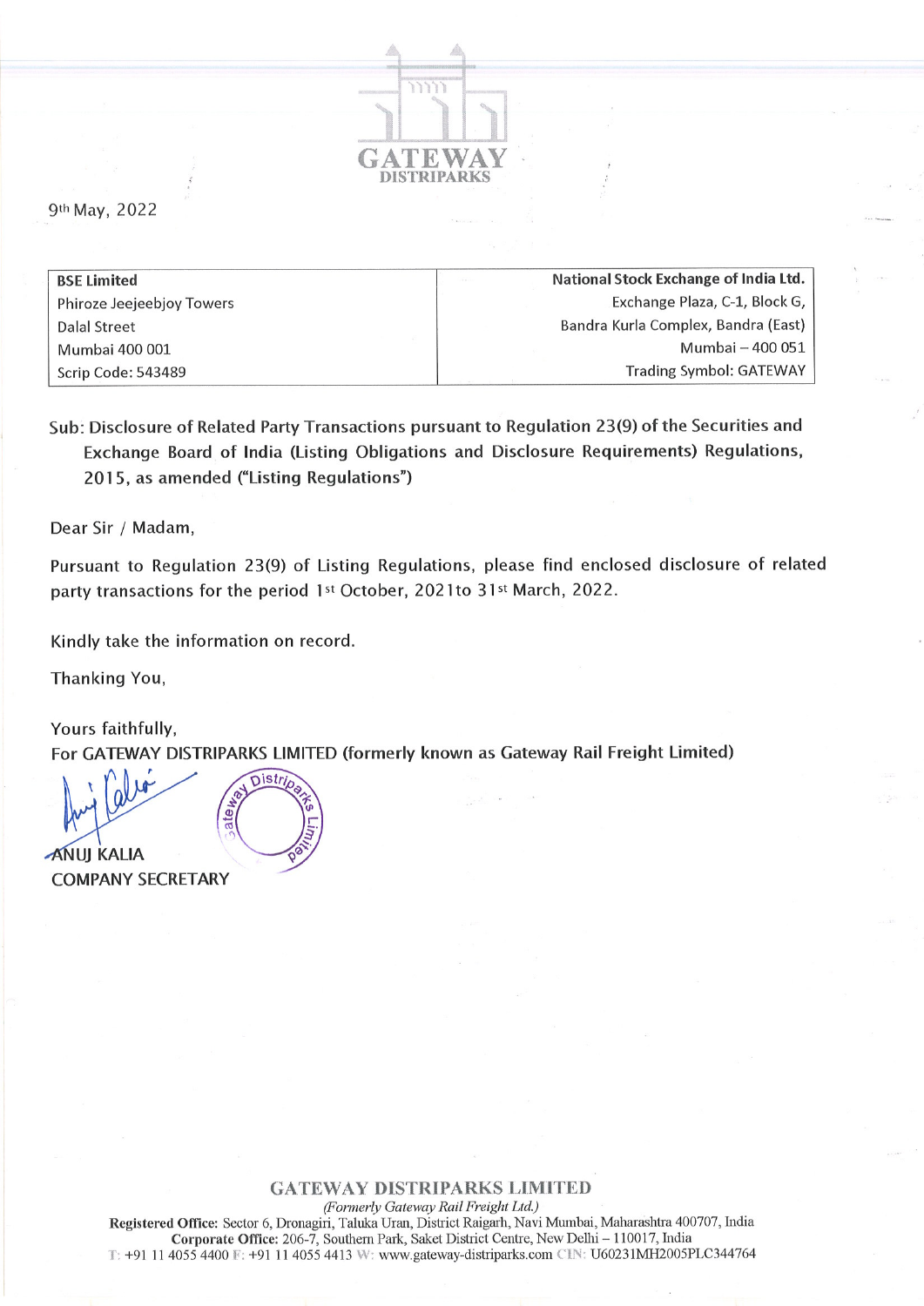GATEWAY DISTRIPARKS

9th May, 2022

| BSE Limited | National Stock Exchange of India Ltd. |
|---|---|
| Phiroze Jeejeebhoy Towers | Exchange Plaza, C-1, Block G, |
| Dalal Street | Bandra Kurla Complex, Bandra (East) |
| Mumbai 400 001 | Mumbai – 400 051 |
| Scrip Code: 543489 | Trading Symbol: GATEWAY |

Sub: Disclosure of Related Party Transactions pursuant to Regulation 23(9) of the Securities and Exchange Board of India (Listing Obligations and Disclosure Requirements) Regulations, 2015, as amended ("Listing Regulations")

Dear Sir / Madam,

Pursuant to Regulation 23(9) of Listing Regulations, please find enclosed disclosure of related party transactions for the period 1st October, 2021to 31st March, 2022.

Kindly take the information on record.

Thanking You,

Yours faithfully,
For GATEWAY DISTRIPARKS LIMITED (formerly known as Gateway Rail Freight Limited)

ANUJ KALIA
COMPANY SECRETARY

**GATEWAY DISTRIPARKS LIMITED**
*(Formerly Gateway Rail Freight Ltd.)*
**Registered Office:** Sector 6, Dronagiri, Taluka Uran, District Raigarh, Navi Mumbai, Maharashtra 400707, India
**Corporate Office:** 206-7, Southern Park, Saket District Centre, New Delhi – 110017, India
T: +91 11 4055 4400 F: +91 11 4055 4413 W: www.gateway-distriparks.com CIN: U60231MH2005PLC344764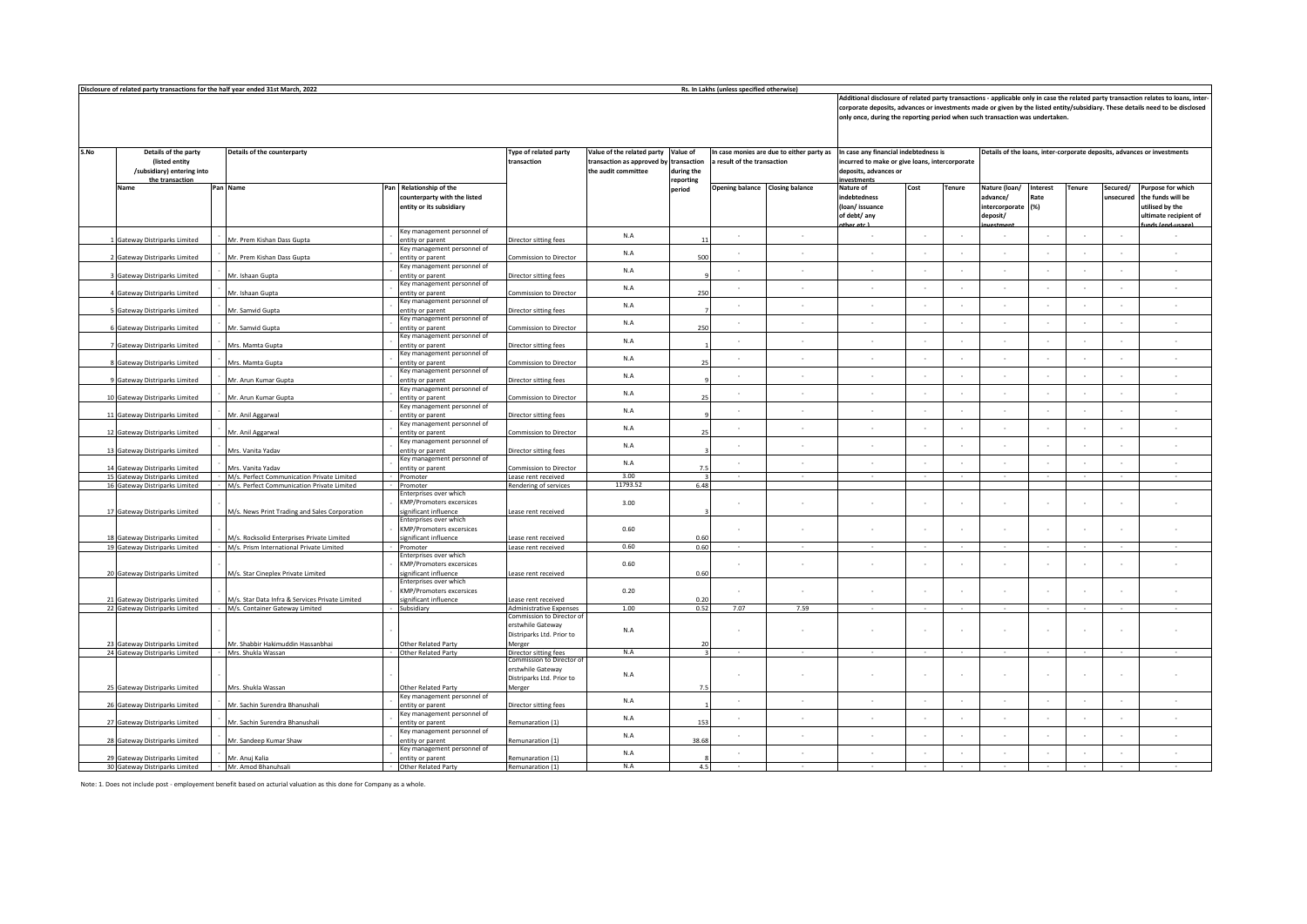**Disclosure of related party transactions for the half year ended 31st March, 2022** — Rs. In Lakhs (unless specified otherwise)

Additional disclosure of related party transactions - applicable only in case the related party transaction relates to loans, inter-corporate deposits, advances or investments made or given by the listed entity/subsidiary. These details need to be disclosed only once, during the reporting period when such transaction was undertaken.

| S.No | Details of the party (listed entity /subsidiary) entering into the transaction | | Details of the counterparty | | | Type of related party transaction | Value of the related party transaction as approved by the audit committee | Value of transaction during the reporting period | In case monies are due to either party as a result of the transaction | | In case any financial indebtedness is incurred to make or give loans, intercorporate deposits, advances or investments | | | Details of the loans, inter-corporate deposits, advances or investments | | | | |
|---|---|---|---|---|---|---|---|---|---|---|---|---|---|---|---|---|---|---|
| | Name | Pan | Name | Pan | Relationship of the counterparty with the listed entity or its subsidiary | | | | Opening balance | Closing balance | Nature of indebtedness (loan/ issuance of debt/ any other etc.) | Cost | Tenure | Nature (loan/ advance/ intercorporate deposit/ investment | Interest Rate (%) | Tenure | Secured/ unsecured | Purpose for which the funds will be utilised by the ultimate recipient of funds (end-usage) |
| 1 | Gateway Distriparks Limited | - | Mr. Prem Kishan Dass Gupta | - | Key management personnel of entity or parent | Director sitting fees | N.A | 11 | - | - | - | - | - | - | - | - | - | - |
| 2 | Gateway Distriparks Limited | - | Mr. Prem Kishan Dass Gupta | - | Key management personnel of entity or parent | Commission to Director | N.A | 500 | - | - | - | - | - | - | - | - | - | - |
| 3 | Gateway Distriparks Limited | - | Mr. Ishaan Gupta | - | Key management personnel of entity or parent | Director sitting fees | N.A | 9 | - | - | - | - | - | - | - | - | - | - |
| 4 | Gateway Distriparks Limited | - | Mr. Ishaan Gupta | - | Key management personnel of entity or parent | Commission to Director | N.A | 250 | - | - | - | - | - | - | - | - | - | - |
| 5 | Gateway Distriparks Limited | - | Mr. Samvid Gupta | - | Key management personnel of entity or parent | Director sitting fees | N.A | 7 | - | - | - | - | - | - | - | - | - | - |
| 6 | Gateway Distriparks Limited | - | Mr. Samvid Gupta | - | Key management personnel of entity or parent | Commission to Director | N.A | 250 | - | - | - | - | - | - | - | - | - | - |
| 7 | Gateway Distriparks Limited | - | Mrs. Mamta Gupta | - | Key management personnel of entity or parent | Director sitting fees | N.A | 1 | - | - | - | - | - | - | - | - | - | - |
| 8 | Gateway Distriparks Limited | - | Mrs. Mamta Gupta | - | Key management personnel of entity or parent | Commission to Director | N.A | 25 | - | - | - | - | - | - | - | - | - | - |
| 9 | Gateway Distriparks Limited | - | Mr. Arun Kumar Gupta | - | Key management personnel of entity or parent | Director sitting fees | N.A | 9 | - | - | - | - | - | - | - | - | - | - |
| 10 | Gateway Distriparks Limited | - | Mr. Arun Kumar Gupta | - | Key management personnel of entity or parent | Commission to Director | N.A | 25 | - | - | - | - | - | - | - | - | - | - |
| 11 | Gateway Distriparks Limited | - | Mr. Anil Aggarwal | - | Key management personnel of entity or parent | Director sitting fees | N.A | 9 | - | - | - | - | - | - | - | - | - | - |
| 12 | Gateway Distriparks Limited | - | Mr. Anil Aggarwal | - | Key management personnel of entity or parent | Commission to Director | N.A | 25 | - | - | - | - | - | - | - | - | - | - |
| 13 | Gateway Distriparks Limited | - | Mrs. Vanita Yadav | - | Key management personnel of entity or parent | Director sitting fees | N.A | 3 | - | - | - | - | - | - | - | - | - | - |
| 14 | Gateway Distriparks Limited | - | Mrs. Vanita Yadav | - | Key management personnel of entity or parent | Commission to Director | N.A | 7.5 | - | - | - | - | - | - | - | - | - | - |
| 15 | Gateway Distriparks Limited | - | M/s. Perfect Communication Private Limited | - | Promoter | Lease rent received | 3.00 | 3 | - | - | - | - | - | - | - | - | - | - |
| 16 | Gateway Distriparks Limited | - | M/s. Perfect Communication Private Limited | - | Promoter | Rendering of services | 11793.52 | 6.48 | - | - | - | - | - | - | - | - | - | - |
| 17 | Gateway Distriparks Limited | - | M/s. News Print Trading and Sales Corporation | - | Enterprises over which KMP/Promoters excersices significant influence | Lease rent received | 3.00 | 3 | - | - | - | - | - | - | - | - | - | - |
| 18 | Gateway Distriparks Limited | - | M/s. Rocksolid Enterprises Private Limited | - | Enterprises over which KMP/Promoters excersices significant influence | Lease rent received | 0.60 | 0.60 | - | - | - | - | - | - | - | - | - | - |
| 19 | Gateway Distriparks Limited | - | M/s. Prism International Private Limited | - | Promoter | Lease rent received | 0.60 | 0.60 | - | - | - | - | - | - | - | - | - | - |
| 20 | Gateway Distriparks Limited | - | M/s. Star Cineplex Private Limited | - | Enterprises over which KMP/Promoters excersices significant influence | Lease rent received | 0.60 | 0.60 | - | - | - | - | - | - | - | - | - | - |
| 21 | Gateway Distriparks Limited | - | M/s. Star Data Infra & Services Private Limited | - | Enterprises over which KMP/Promoters excersices significant influence | Lease rent received | 0.20 | 0.20 | - | - | - | - | - | - | - | - | - | - |
| 22 | Gateway Distriparks Limited | - | M/s. Container Gateway Limited | - | Subsidiary | Administrative Expenses | 1.00 | 0.52 | 7.07 | 7.59 | - | - | - | - | - | - | - | - |
| 23 | Gateway Distriparks Limited | - | Mr. Shabbir Hakimuddin Hassanbhai | - | Other Related Party | Commission to Director of erstwhile Gateway Distriparks Ltd. Prior to Merger | N.A | 20 | - | - | - | - | - | - | - | - | - | - |
| 24 | Gateway Distriparks Limited | - | Mrs. Shukla Wassan | - | Other Related Party | Director sitting fees | N.A | 3 | - | - | - | - | - | - | - | - | - | - |
| 25 | Gateway Distriparks Limited | - | Mrs. Shukla Wassan | - | Other Related Party | Commission to Director of erstwhile Gateway Distriparks Ltd. Prior to Merger | N.A | 7.5 | - | - | - | - | - | - | - | - | - | - |
| 26 | Gateway Distriparks Limited | - | Mr. Sachin Surendra Bhanushali | - | Key management personnel of entity or parent | Director sitting fees | N.A | 1 | - | - | - | - | - | - | - | - | - | - |
| 27 | Gateway Distriparks Limited | - | Mr. Sachin Surendra Bhanushali | - | Key management personnel of entity or parent | Remunaration (1) | N.A | 153 | - | - | - | - | - | - | - | - | - | - |
| 28 | Gateway Distriparks Limited | - | Mr. Sandeep Kumar Shaw | - | Key management personnel of entity or parent | Remunaration (1) | N.A | 38.68 | - | - | - | - | - | - | - | - | - | - |
| 29 | Gateway Distriparks Limited | - | Mr. Anuj Kalia | - | Key management personnel of entity or parent | Remunaration (1) | N.A | 8 | - | - | - | - | - | - | - | - | - | - |
| 30 | Gateway Distriparks Limited | - | Mr. Amod Bhanuhsali | - | Other Related Party | Remunaration (1) | N.A | 4.5 | - | - | - | - | - | - | - | - | - | - |

Note: 1. Does not include post - employement benefit based on acturial valuation as this done for Company as a whole.